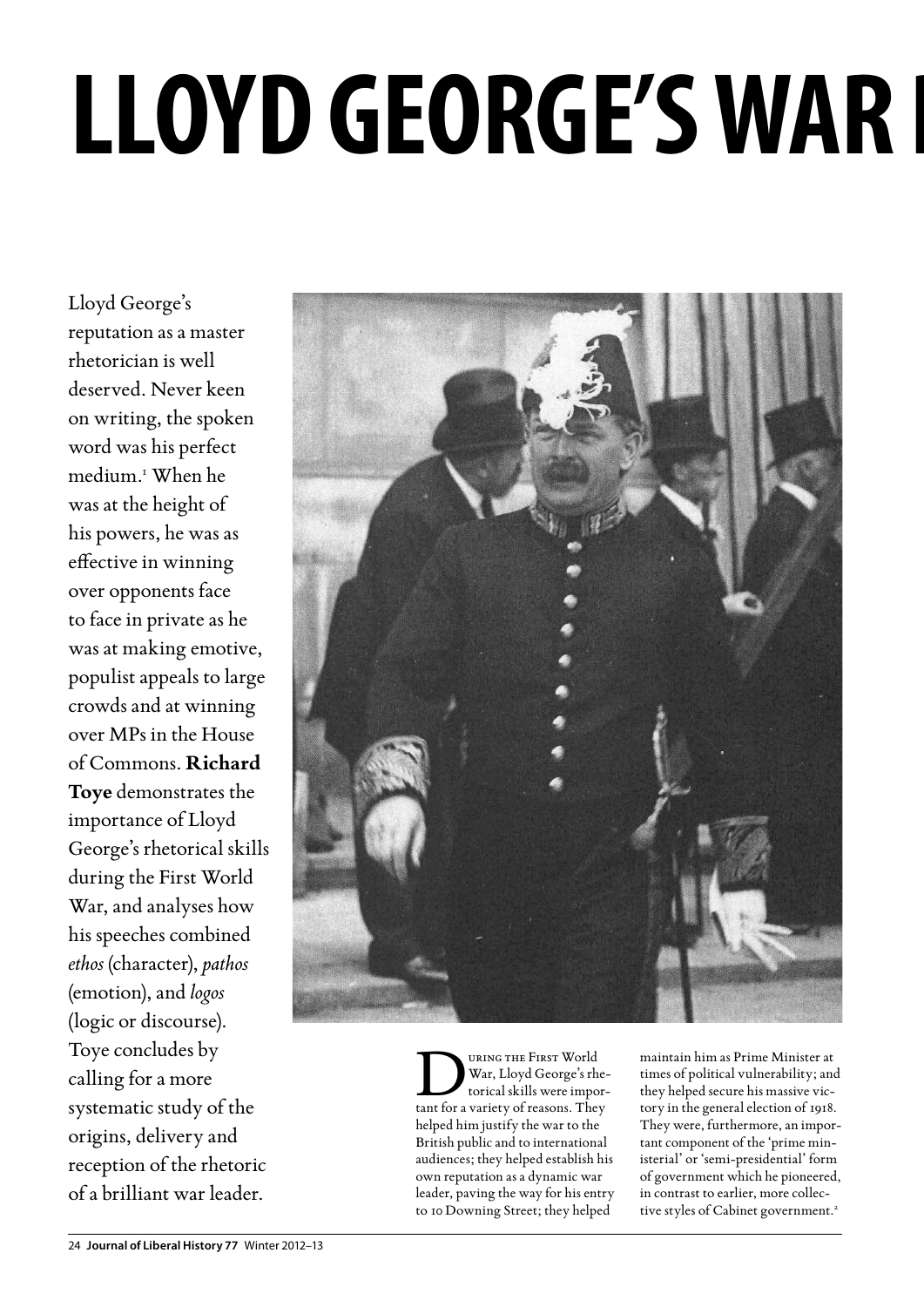# LLOYD GEORGE'S WAR

Lloyd George's reputation as a master rhetorician is well deserved. Never keen on writing, the spoken word was his perfect medium.[1] When he was at the height of his powers, he was as effective in winning over opponents face to face in private as he was at making emotive, populist appeals to large crowds and at winning over MPs in the House of Commons. **Richard Toye** demonstrates the importance of Lloyd George's rhetorical skills during the First World War, and analyses how his speeches combined *ethos* (character), *pathos* (emotion), and *logos* (logic or discourse). Toye concludes by calling for a more systematic study of the origins, delivery and reception of the rhetoric of a brilliant war leader.

During the First World War, Lloyd George's rhetorical skills were important for a variety of reasons. They helped him justify the war to the British public and to international audiences; they helped establish his own reputation as a dynamic war leader, paving the way for his entry to 10 Downing Street; they helped maintain him as Prime Minister at times of political vulnerability; and they helped secure his massive victory in the general election of 1918. They were, furthermore, an important component of the 'prime ministerial' or 'semi-presidential' form of government which he pioneered, in contrast to earlier, more collective styles of Cabinet government.[2]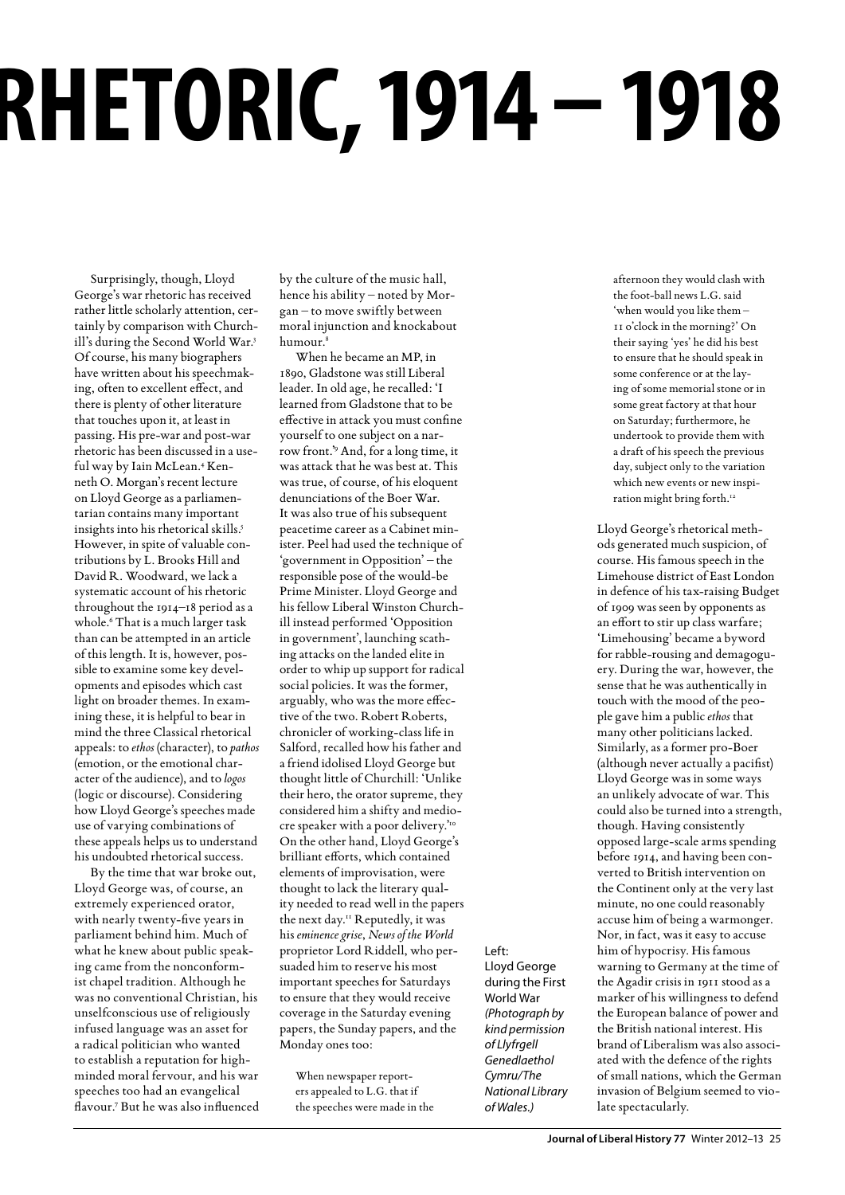# RHETORIC, 1914 – 1918

Surprisingly, though, Lloyd George's war rhetoric has received rather little scholarly attention, certainly by comparison with Churchill's during the Second World War.[3] Of course, his many biographers have written about his speechmaking, often to excellent effect, and there is plenty of other literature that touches upon it, at least in passing. His pre-war and post-war rhetoric has been discussed in a useful way by Iain McLean.[4] Kenneth O. Morgan's recent lecture on Lloyd George as a parliamentarian contains many important insights into his rhetorical skills.[5] However, in spite of valuable contributions by L. Brooks Hill and David R. Woodward, we lack a systematic account of his rhetoric throughout the 1914–18 period as a whole.[6] That is a much larger task than can be attempted in an article of this length. It is, however, possible to examine some key developments and episodes which cast light on broader themes. In examining these, it is helpful to bear in mind the three Classical rhetorical appeals: to *ethos* (character), to *pathos* (emotion, or the emotional character of the audience), and to *logos* (logic or discourse). Considering how Lloyd George's speeches made use of varying combinations of these appeals helps us to understand his undoubted rhetorical success.

By the time that war broke out, Lloyd George was, of course, an extremely experienced orator, with nearly twenty-five years in parliament behind him. Much of what he knew about public speaking came from the nonconformist chapel tradition. Although he was no conventional Christian, his unselfconscious use of religiously infused language was an asset for a radical politician who wanted to establish a reputation for high-minded moral fervour, and his war speeches too had an evangelical flavour.[7] But he was also influenced by the culture of the music hall, hence his ability – noted by Morgan – to move swiftly between moral injunction and knockabout humour.[8]

When he became an MP, in 1890, Gladstone was still Liberal leader. In old age, he recalled: 'I learned from Gladstone that to be effective in attack you must confine yourself to one subject on a narrow front.'[9] And, for a long time, it was attack that he was best at. This was true, of course, of his eloquent denunciations of the Boer War. It was also true of his subsequent peacetime career as a Cabinet minister. Peel had used the technique of 'government in Opposition' – the responsible pose of the would-be Prime Minister. Lloyd George and his fellow Liberal Winston Churchill instead performed 'Opposition in government', launching scathing attacks on the landed elite in order to whip up support for radical social policies. It was the former, arguably, who was the more effective of the two. Robert Roberts, chronicler of working-class life in Salford, recalled how his father and a friend idolised Lloyd George but thought little of Churchill: 'Unlike their hero, the orator supreme, they considered him a shifty and mediocre speaker with a poor delivery.'[10] On the other hand, Lloyd George's brilliant efforts, which contained elements of improvisation, were thought to lack the literary quality needed to read well in the papers the next day.[11] Reputedly, it was his *eminence grise*, *News of the World* proprietor Lord Riddell, who persuaded him to reserve his most important speeches for Saturdays to ensure that they would receive coverage in the Saturday evening papers, the Sunday papers, and the Monday ones too:

> When newspaper reporters appealed to L.G. that if the speeches were made in the afternoon they would clash with the foot-ball news L.G. said 'when would you like them – 11 o'clock in the morning?' On their saying 'yes' he did his best to ensure that he should speak in some conference or at the laying of some memorial stone or in some great factory at that hour on Saturday; furthermore, he undertook to provide them with a draft of his speech the previous day, subject only to the variation which new events or new inspiration might bring forth.[12]

Lloyd George's rhetorical methods generated much suspicion, of course. His famous speech in the Limehouse district of East London in defence of his tax-raising Budget of 1909 was seen by opponents as an effort to stir up class warfare; 'Limehousing' became a byword for rabble-rousing and demagoguery. During the war, however, the sense that he was authentically in touch with the mood of the people gave him a public *ethos* that many other politicians lacked. Similarly, as a former pro-Boer (although never actually a pacifist) Lloyd George was in some ways an unlikely advocate of war. This could also be turned into a strength, though. Having consistently opposed large-scale arms spending before 1914, and having been converted to British intervention on the Continent only at the very last minute, no one could reasonably accuse him of being a warmonger. Nor, in fact, was it easy to accuse him of hypocrisy. His famous warning to Germany at the time of the Agadir crisis in 1911 stood as a marker of his willingness to defend the European balance of power and the British national interest. His brand of Liberalism was also associated with the defence of the rights of small nations, which the German invasion of Belgium seemed to violate spectacularly.

Left: Lloyd George during the First World War *(Photograph by kind permission of Llyfrgell Genedlaethol Cymru/The National Library of Wales.)*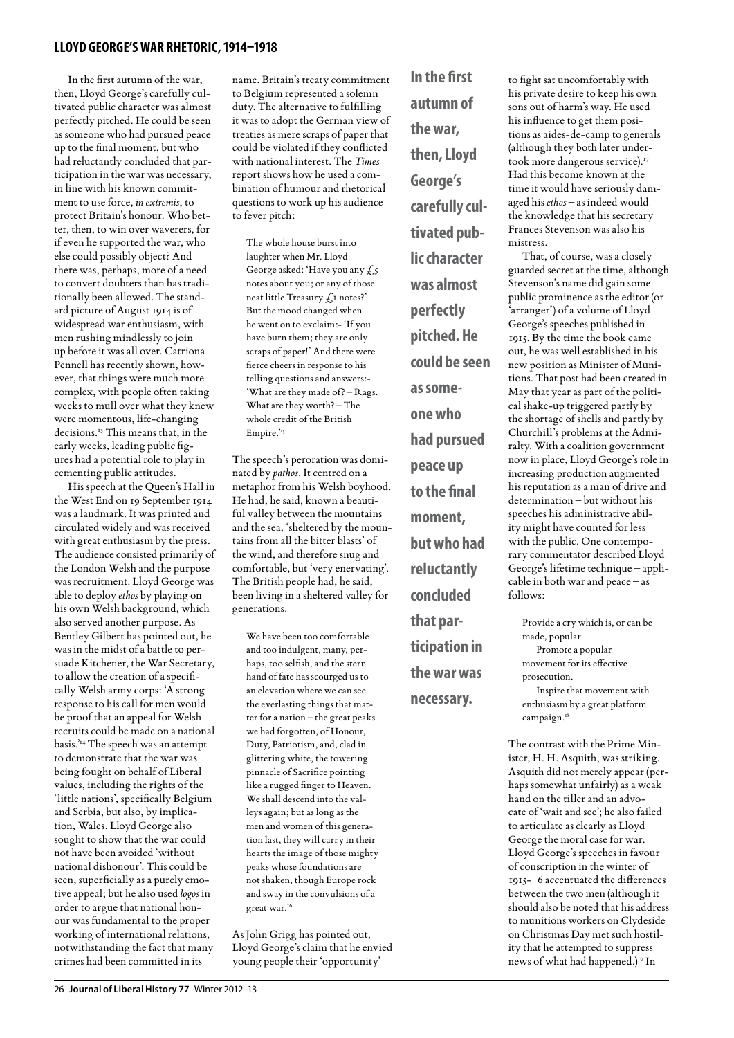In the first autumn of the war, then, Lloyd George's carefully cultivated public character was almost perfectly pitched. He could be seen as someone who had pursued peace up to the final moment, but who had reluctantly concluded that participation in the war was necessary, in line with his known commitment to use force, *in extremis*, to protect Britain's honour. Who better, then, to win over waverers, for if even he supported the war, who else could possibly object? And there was, perhaps, more of a need to convert doubters than has traditionally been allowed. The standard picture of August 1914 is of widespread war enthusiasm, with men rushing mindlessly to join up before it was all over. Catriona Pennell has recently shown, however, that things were much more complex, with people often taking weeks to mull over what they knew were momentous, life-changing decisions.[13] This means that, in the early weeks, leading public figures had a potential role to play in cementing public attitudes.

His speech at the Queen's Hall in the West End on 19 September 1914 was a landmark. It was printed and circulated widely and was received with great enthusiasm by the press. The audience consisted primarily of the London Welsh and the purpose was recruitment. Lloyd George was able to deploy *ethos* by playing on his own Welsh background, which also served another purpose. As Bentley Gilbert has pointed out, he was in the midst of a battle to persuade Kitchener, the War Secretary, to allow the creation of a specifically Welsh army corps: 'A strong response to his call for men would be proof that an appeal for Welsh recruits could be made on a national basis.'[14] The speech was an attempt to demonstrate that the war was being fought on behalf of Liberal values, including the rights of the 'little nations', specifically Belgium and Serbia, but also, by implication, Wales. Lloyd George also sought to show that the war could not have been avoided 'without national dishonour'. This could be seen, superficially as a purely emotive appeal; but he also used *logos* in order to argue that national honour was fundamental to the proper working of international relations, notwithstanding the fact that many crimes had been committed in its name. Britain's treaty commitment to Belgium represented a solemn duty. The alternative to fulfilling it was to adopt the German view of treaties as mere scraps of paper that could be violated if they conflicted with national interest. The *Times* report shows how he used a combination of humour and rhetorical questions to work up his audience to fever pitch:

> The whole house burst into laughter when Mr. Lloyd George asked: 'Have you any £5 notes about you; or any of those neat little Treasury £1 notes?' But the mood changed when he went on to exclaim:- 'If you have burn them; they are only scraps of paper!' And there were fierce cheers in response to his telling questions and answers:- 'What are they made of? – Rags. What are they worth? – The whole credit of the British Empire.'[15]

The speech's peroration was dominated by *pathos*. It centred on a metaphor from his Welsh boyhood. He had, he said, known a beautiful valley between the mountains and the sea, 'sheltered by the mountains from all the bitter blasts' of the wind, and therefore snug and comfortable, but 'very enervating'. The British people had, he said, been living in a sheltered valley for generations.

> We have been too comfortable and too indulgent, many, perhaps, too selfish, and the stern hand of fate has scourged us to an elevation where we can see the everlasting things that matter for a nation – the great peaks we had forgotten, of Honour, Duty, Patriotism, and, clad in glittering white, the towering pinnacle of Sacrifice pointing like a rugged finger to Heaven. We shall descend into the valleys again; but as long as the men and women of this generation last, they will carry in their hearts the image of those mighty peaks whose foundations are not shaken, though Europe rock and sway in the convulsions of a great war.[16]

As John Grigg has pointed out, Lloyd George's claim that he envied young people their 'opportunity' to fight sat uncomfortably with his private desire to keep his own sons out of harm's way. He used his influence to get them positions as aides-de-camp to generals (although they both later undertook more dangerous service).[17] Had this become known at the time it would have seriously damaged his *ethos* – as indeed would the knowledge that his secretary Frances Stevenson was also his mistress.

That, of course, was a closely guarded secret at the time, although Stevenson's name did gain some public prominence as the editor (or 'arranger') of a volume of Lloyd George's speeches published in 1915. By the time the book came out, he was well established in his new position as Minister of Munitions. That post had been created in May that year as part of the political shake-up triggered partly by the shortage of shells and partly by Churchill's problems at the Admiralty. With a coalition government now in place, Lloyd George's role in increasing production augmented his reputation as a man of drive and determination – but without his speeches his administrative ability might have counted for less with the public. One contemporary commentator described Lloyd George's lifetime technique – applicable in both war and peace – as follows:

> Provide a cry which is, or can be made, popular.
>
> Promote a popular movement for its effective prosecution.
>
> Inspire that movement with enthusiasm by a great platform campaign.[18]

The contrast with the Prime Minister, H. H. Asquith, was striking. Asquith did not merely appear (perhaps somewhat unfairly) as a weak hand on the tiller and an advocate of 'wait and see'; he also failed to articulate as clearly as Lloyd George the moral case for war. Lloyd George's speeches in favour of conscription in the winter of 1915-–6 accentuated the differences between the two men (although it should also be noted that his address to munitions workers on Clydeside on Christmas Day met such hostility that he attempted to suppress news of what had happened.)[19] In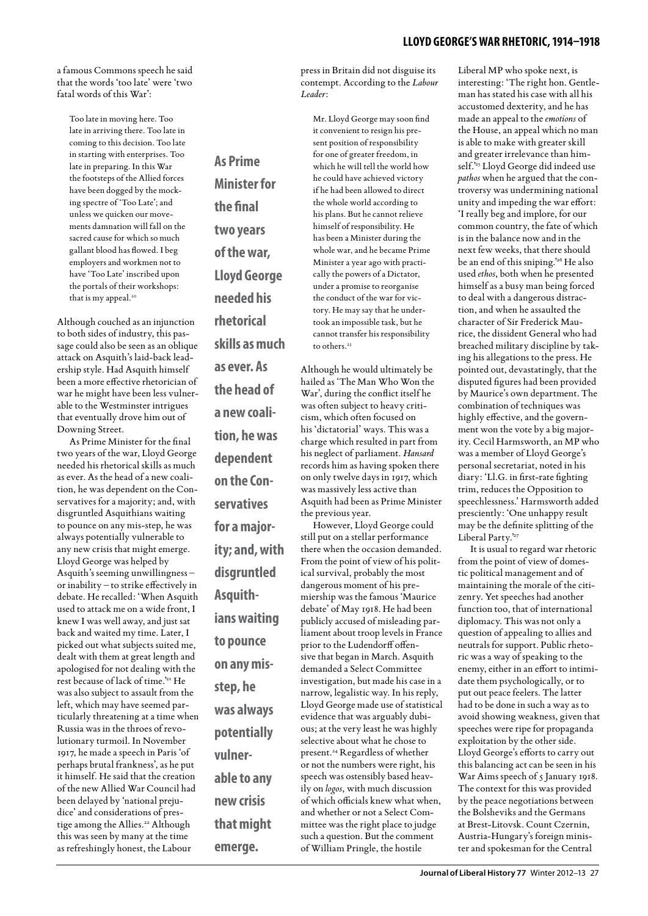a famous Commons speech he said that the words 'too late' were 'two fatal words of this War':

> Too late in moving here. Too late in arriving there. Too late in coming to this decision. Too late in starting with enterprises. Too late in preparing. In this War the footsteps of the Allied forces have been dogged by the mocking spectre of 'Too Late'; and unless we quicken our movements damnation will fall on the sacred cause for which so much gallant blood has flowed. I beg employers and workmen not to have 'Too Late' inscribed upon the portals of their workshops: that is my appeal.[20]

Although couched as an injunction to both sides of industry, this passage could also be seen as an oblique attack on Asquith's laid-back leadership style. Had Asquith himself been a more effective rhetorician of war he might have been less vulnerable to the Westminster intrigues that eventually drove him out of Downing Street.

As Prime Minister for the final two years of the war, Lloyd George needed his rhetorical skills as much as ever. As the head of a new coalition, he was dependent on the Conservatives for a majority; and, with disgruntled Asquithians waiting to pounce on any mis-step, he was always potentially vulnerable to any new crisis that might emerge. Lloyd George was helped by Asquith's seeming unwillingness – or inability – to strike effectively in debate. He recalled: 'When Asquith used to attack me on a wide front, I knew I was well away, and just sat back and waited my time. Later, I picked out what subjects suited me, dealt with them at great length and apologised for not dealing with the rest because of lack of time.'[21] He was also subject to assault from the left, which may have seemed particularly threatening at a time when Russia was in the throes of revolutionary turmoil. In November 1917, he made a speech in Paris 'of perhaps brutal frankness', as he put it himself. He said that the creation of the new Allied War Council had been delayed by 'national prejudice' and considerations of prestige among the Allies.[22] Although this was seen by many at the time as refreshingly honest, the Labour press in Britain did not disguise its contempt. According to the *Labour Leader*:

**As Prime Minister for the final two years of the war, Lloyd George needed his rhetorical skills as much as ever. As the head of a new coalition, he was dependent on the Conservatives for a majority; and, with disgruntled Asquithians waiting to pounce on any mis-step, he was always potentially vulnerable to any new crisis that might emerge.**

> Mr. Lloyd George may soon find it convenient to resign his present position of responsibility for one of greater freedom, in which he will tell the world how he could have achieved victory if he had been allowed to direct the whole world according to his plans. But he cannot relieve himself of responsibility. He has been a Minister during the whole war, and he became Prime Minister a year ago with practically the powers of a Dictator, under a promise to reorganise the conduct of the war for victory. He may say that he undertook an impossible task, but he cannot transfer his responsibility to others.[23]

Although he would ultimately be hailed as 'The Man Who Won the War', during the conflict itself he was often subject to heavy criticism, which often focused on his 'dictatorial' ways. This was a charge which resulted in part from his neglect of parliament. *Hansard* records him as having spoken there on only twelve days in 1917, which was massively less active than Asquith had been as Prime Minister the previous year.

However, Lloyd George could still put on a stellar performance there when the occasion demanded. From the point of view of his political survival, probably the most dangerous moment of his premiership was the famous 'Maurice debate' of May 1918. He had been publicly accused of misleading parliament about troop levels in France prior to the Ludendorff offensive that began in March. Asquith demanded a Select Committee investigation, but made his case in a narrow, legalistic way. In his reply, Lloyd George made use of statistical evidence that was arguably dubious; at the very least he was highly selective about what he chose to present.[24] Regardless of whether or not the numbers were right, his speech was ostensibly based heavily on *logos*, with much discussion of which officials knew what when, and whether or not a Select Committee was the right place to judge such a question. But the comment of William Pringle, the hostile Liberal MP who spoke next, is interesting: 'The right hon. Gentleman has stated his case with all his accustomed dexterity, and he has made an appeal to the *emotions* of the House, an appeal which no man is able to make with greater skill and greater irrelevance than himself.'[25] Lloyd George did indeed use *pathos* when he argued that the controversy was undermining national unity and impeding the war effort: 'I really beg and implore, for our common country, the fate of which is in the balance now and in the next few weeks, that there should be an end of this sniping.'[26] He also used *ethos*, both when he presented himself as a busy man being forced to deal with a dangerous distraction, and when he assaulted the character of Sir Frederick Maurice, the dissident General who had breached military discipline by taking his allegations to the press. He pointed out, devastatingly, that the disputed figures had been provided by Maurice's own department. The combination of techniques was highly effective, and the government won the vote by a big majority. Cecil Harmsworth, an MP who was a member of Lloyd George's personal secretariat, noted in his diary: 'Ll.G. in first-rate fighting trim, reduces the Opposition to speechlessness.' Harmsworth added presciently: 'One unhappy result may be the definite splitting of the Liberal Party.'[27]

It is usual to regard war rhetoric from the point of view of domestic political management and of maintaining the morale of the citizenry. Yet speeches had another function too, that of international diplomacy. This was not only a question of appealing to allies and neutrals for support. Public rhetoric was a way of speaking to the enemy, either in an effort to intimidate them psychologically, or to put out peace feelers. The latter had to be done in such a way as to avoid showing weakness, given that speeches were ripe for propaganda exploitation by the other side. Lloyd George's efforts to carry out this balancing act can be seen in his War Aims speech of 5 January 1918. The context for this was provided by the peace negotiations between the Bolsheviks and the Germans at Brest-Litovsk. Count Czernin, Austria-Hungary's foreign minister and spokesman for the Central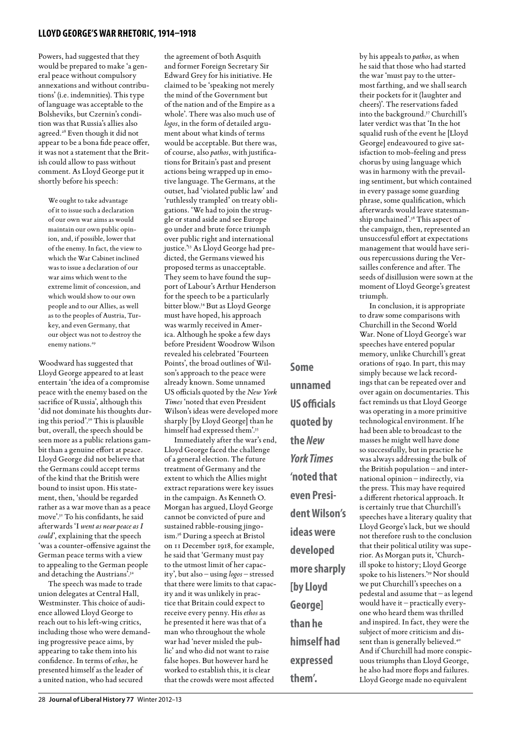Powers, had suggested that they would be prepared to make 'a general peace without compulsory annexations and without contributions' (i.e. indemnities). This type of language was acceptable to the Bolsheviks, but Czernin's condition was that Russia's allies also agreed.[28] Even though it did not appear to be a bona fide peace offer, it was not a statement that the British could allow to pass without comment. As Lloyd George put it shortly before his speech:

> We ought to take advantage of it to issue such a declaration of our own war aims as would maintain our own public opinion, and, if possible, lower that of the enemy. In fact, the view to which the War Cabinet inclined was to issue a declaration of our war aims which went to the extreme limit of concession, and which would show to our own people and to our Allies, as well as to the peoples of Austria, Turkey, and even Germany, that our object was not to destroy the enemy nations.[29]

Woodward has suggested that Lloyd George appeared to at least entertain 'the idea of a compromise peace with the enemy based on the sacrifice of Russia', although this 'did not dominate his thoughts during this period'.[30] This is plausible but, overall, the speech should be seen more as a public relations gambit than a genuine effort at peace. Lloyd George did not believe that the Germans could accept terms of the kind that the British were bound to insist upon. His statement, then, 'should be regarded rather as a war move than as a peace move'.[31] To his confidants, he said afterwards 'I *went as near peace as I could*', explaining that the speech 'was a counter-offensive against the German peace terms with a view to appealing to the German people and detaching the Austrians'.[32]

The speech was made to trade union delegates at Central Hall, Westminster. This choice of audience allowed Lloyd George to reach out to his left-wing critics, including those who were demanding progressive peace aims, by appearing to take them into his confidence. In terms of *ethos*, he presented himself as the leader of a united nation, who had secured the agreement of both Asquith and former Foreign Secretary Sir Edward Grey for his initiative. He claimed to be 'speaking not merely the mind of the Government but of the nation and of the Empire as a whole'. There was also much use of *logos*, in the form of detailed argument about what kinds of terms would be acceptable. But there was, of course, also *pathos*, with justifications for Britain's past and present actions being wrapped up in emotive language. The Germans, at the outset, had 'violated public law' and 'ruthlessly trampled' on treaty obligations. 'We had to join the struggle or stand aside and see Europe go under and brute force triumph over public right and international justice.'[33] As Lloyd George had predicted, the Germans viewed his proposed terms as unacceptable. They seem to have found the support of Labour's Arthur Henderson for the speech to be a particularly bitter blow.[34] But as Lloyd George must have hoped, his approach was warmly received in America. Although he spoke a few days before President Woodrow Wilson revealed his celebrated 'Fourteen Points', the broad outlines of Wilson's approach to the peace were already known. Some unnamed US officials quoted by the *New York Times* 'noted that even President Wilson's ideas were developed more sharply [by Lloyd George] than he himself had expressed them'.[35]

Immediately after the war's end, Lloyd George faced the challenge of a general election. The future treatment of Germany and the extent to which the Allies might extract reparations were key issues in the campaign. As Kenneth O. Morgan has argued, Lloyd George cannot be convicted of pure and sustained rabble-rousing jingoism.[36] During a speech at Bristol on 11 December 1918, for example, he said that 'Germany must pay to the utmost limit of her capacity', but also – using *logos* – stressed that there were limits to that capacity and it was unlikely in practice that Britain could expect to receive every penny. His *ethos* as he presented it here was that of a man who throughout the whole war had 'never misled the public' and who did not want to raise false hopes. But however hard he worked to establish this, it is clear that the crowds were most affected by his appeals to *pathos*, as when he said that those who had started the war 'must pay to the uttermost farthing, and we shall search their pockets for it (laughter and cheers)'. The reservations faded into the background.[37] Churchill's later verdict was that 'In the hot squalid rush of the event he [Lloyd George] endeavoured to give satisfaction to mob-feeling and press chorus by using language which was in harmony with the prevailing sentiment, but which contained in every passage some guarding phrase, some qualification, which afterwards would leave statesmanship unchained'.[38] This aspect of the campaign, then, represented an unsuccessful effort at expectations management that would have serious repercussions during the Versailles conference and after. The seeds of disillusion were sown at the moment of Lloyd George's greatest triumph.

In conclusion, it is appropriate to draw some comparisons with Churchill in the Second World War. None of Lloyd George's war speeches have entered popular memory, unlike Churchill's great orations of 1940. In part, this may simply be because we lack recordings that can be repeated over and over again on documentaries. This fact reminds us that Lloyd George was operating in a more primitive technological environment. If he had been able to broadcast to the masses he might well have done so successfully, but in practice he was always addressing the bulk of the British population – and international opinion – indirectly, via the press. This may have required a different rhetorical approach. It is certainly true that Churchill's speeches have a literary quality that Lloyd George's lack, but we should not therefore rush to the conclusion that their political utility was superior. As Morgan puts it, 'Churchill spoke to history; Lloyd George spoke to his listeners.'[39] Nor should we put Churchill's speeches on a pedestal and assume that – as legend would have it – practically everyone who heard them was thrilled and inspired. In fact, they were the subject of more criticism and dissent than is generally believed.[40] And if Churchill had more conspicuous triumphs than Lloyd George, he also had more flops and failures. Lloyd George made no equivalent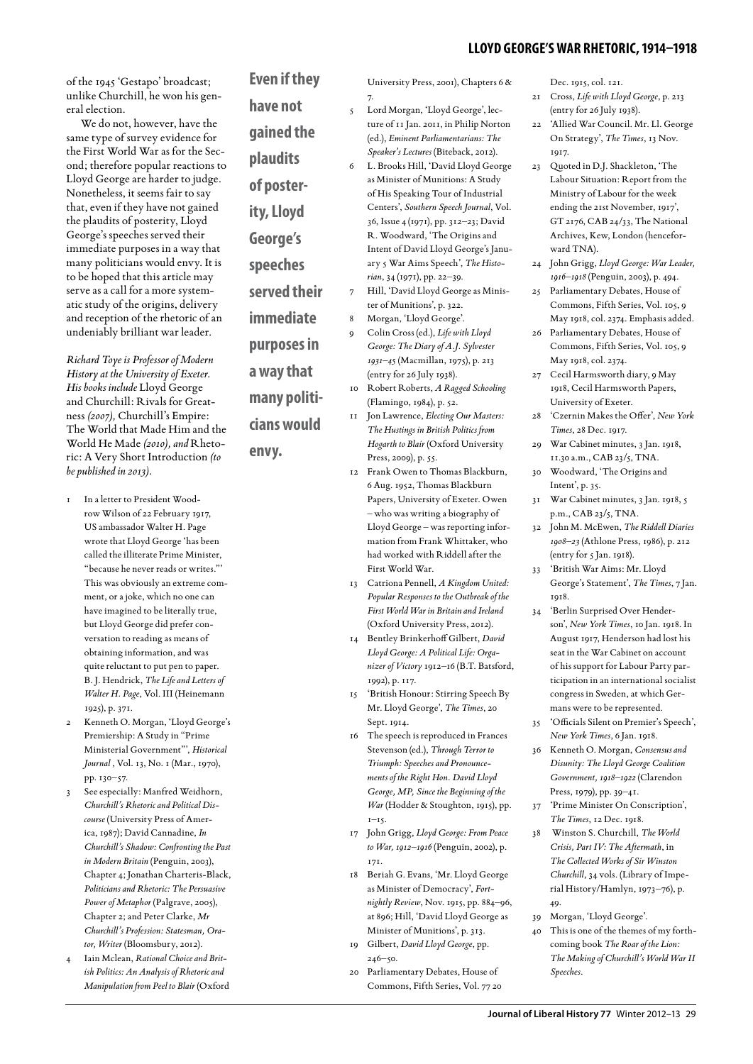of the 1945 'Gestapo' broadcast; unlike Churchill, he won his general election.

We do not, however, have the same type of survey evidence for the First World War as for the Second; therefore popular reactions to Lloyd George are harder to judge. Nonetheless, it seems fair to say that, even if they have not gained the plaudits of posterity, Lloyd George's speeches served their immediate purposes in a way that many politicians would envy. It is to be hoped that this article may serve as a call for a more systematic study of the origins, delivery and reception of the rhetoric of an undeniably brilliant war leader.

**Even if they have not gained the plaudits of posterity, Lloyd George's speeches served their immediate purposes in a way that many politicians would envy.**

*Richard Toye is Professor of Modern History at the University of Exeter. His books include* Lloyd George and Churchill: Rivals for Greatness *(2007),* Churchill's Empire: The World that Made Him and the World He Made *(2010), and* Rhetoric: A Very Short Introduction *(to be published in 2013).*

1. In a letter to President Woodrow Wilson of 22 February 1917, US ambassador Walter H. Page wrote that Lloyd George 'has been called the illiterate Prime Minister, "because he never reads or writes."' This was obviously an extreme comment, or a joke, which no one can have imagined to be literally true, but Lloyd George did prefer conversation to reading as means of obtaining information, and was quite reluctant to put pen to paper. B. J. Hendrick, *The Life and Letters of Walter H. Page*, Vol. III (Heinemann 1925), p. 371.
2. Kenneth O. Morgan, 'Lloyd George's Premiership: A Study in "Prime Ministerial Government"', *Historical Journal* , Vol. 13, No. 1 (Mar., 1970), pp. 130–57.
3. See especially: Manfred Weidhorn, *Churchill's Rhetoric and Political Discourse* (University Press of America, 1987); David Cannadine, *In Churchill's Shadow: Confronting the Past in Modern Britain* (Penguin, 2003), Chapter 4; Jonathan Charteris-Black, *Politicians and Rhetoric: The Persuasive Power of Metaphor* (Palgrave, 2005), Chapter 2; and Peter Clarke, *Mr Churchill's Profession: Statesman, Orator, Writer* (Bloomsbury, 2012).
4. Iain Mclean, *Rational Choice and British Politics: An Analysis of Rhetoric and Manipulation from Peel to Blair* (Oxford University Press, 2001), Chapters 6 & 7.
5. Lord Morgan, 'Lloyd George', lecture of 11 Jan. 2011, in Philip Norton (ed.), *Eminent Parliamentarians: The Speaker's Lectures* (Biteback, 2012).
6. L. Brooks Hill, 'David Lloyd George as Minister of Munitions: A Study of His Speaking Tour of Industrial Centers', *Southern Speech Journal*, Vol. 36, Issue 4 (1971), pp. 312–23; David R. Woodward, 'The Origins and Intent of David Lloyd George's January 5 War Aims Speech', *The Historian*, 34 (1971), pp. 22–39.
7. Hill, 'David Lloyd George as Minister of Munitions', p. 322.
8. Morgan, 'Lloyd George'.
9. Colin Cross (ed.), *Life with Lloyd George: The Diary of A.J. Sylvester 1931–45* (Macmillan, 1975), p. 213 (entry for 26 July 1938).
10. Robert Roberts, *A Ragged Schooling* (Flamingo, 1984), p. 52.
11. Jon Lawrence, *Electing Our Masters: The Hustings in British Politics from Hogarth to Blair* (Oxford University Press, 2009), p. 55.
12. Frank Owen to Thomas Blackburn, 6 Aug. 1952, Thomas Blackburn Papers, University of Exeter. Owen – who was writing a biography of Lloyd George – was reporting information from Frank Whittaker, who had worked with Riddell after the First World War.
13. Catriona Pennell, *A Kingdom United: Popular Responses to the Outbreak of the First World War in Britain and Ireland* (Oxford University Press, 2012).
14. Bentley Brinkerhoff Gilbert, *David Lloyd George: A Political Life: Organizer of Victory 1912–16* (B.T. Batsford, 1992), p. 117.
15. 'British Honour: Stirring Speech By Mr. Lloyd George', *The Times*, 20 Sept. 1914.
16. The speech is reproduced in Frances Stevenson (ed.), *Through Terror to Triumph: Speeches and Pronouncements of the Right Hon. David Lloyd George, MP, Since the Beginning of the War* (Hodder & Stoughton, 1915), pp. 1–15.
17. John Grigg, *Lloyd George: From Peace to War, 1912–1916* (Penguin, 2002), p. 171.
18. Beriah G. Evans, 'Mr. Lloyd George as Minister of Democracy', *Fortnightly Review*, Nov. 1915, pp. 884–96, at 896; Hill, 'David Lloyd George as Minister of Munitions', p. 313.
19. Gilbert, *David Lloyd George*, pp. 246–50.
20. Parliamentary Debates, House of Commons, Fifth Series, Vol. 77 20 Dec. 1915, col. 121.
21. Cross, *Life with Lloyd George*, p. 213 (entry for 26 July 1938).
22. 'Allied War Council. Mr. Ll. George On Strategy', *The Times*, 13 Nov. 1917.
23. Quoted in D.J. Shackleton, 'The Labour Situation: Report from the Ministry of Labour for the week ending the 21st November, 1917', GT 2176, CAB 24/33, The National Archives, Kew, London (henceforward TNA).
24. John Grigg, *Lloyd George: War Leader, 1916–1918* (Penguin, 2003), p. 494.
25. Parliamentary Debates, House of Commons, Fifth Series, Vol. 105, 9 May 1918, col. 2374. Emphasis added.
26. Parliamentary Debates, House of Commons, Fifth Series, Vol. 105, 9 May 1918, col. 2374.
27. Cecil Harmsworth diary, 9 May 1918, Cecil Harmsworth Papers, University of Exeter.
28. 'Czernin Makes the Offer', *New York Times*, 28 Dec. 1917.
29. War Cabinet minutes, 3 Jan. 1918, 11.30 a.m., CAB 23/5, TNA.
30. Woodward, 'The Origins and Intent', p. 35.
31. War Cabinet minutes, 3 Jan. 1918, 5 p.m., CAB 23/5, TNA.
32. John M. McEwen, *The Riddell Diaries 1908–23* (Athlone Press, 1986), p. 212 (entry for 5 Jan. 1918).
33. 'British War Aims: Mr. Lloyd George's Statement', *The Times*, 7 Jan. 1918.
34. 'Berlin Surprised Over Henderson', *New York Times*, 10 Jan. 1918. In August 1917, Henderson had lost his seat in the War Cabinet on account of his support for Labour Party participation in an international socialist congress in Sweden, at which Germans were to be represented.
35. 'Officials Silent on Premier's Speech', *New York Times*, 6 Jan. 1918.
36. Kenneth O. Morgan, *Consensus and Disunity: The Lloyd George Coalition Government, 1918–1922* (Clarendon Press, 1979), pp. 39–41.
37. 'Prime Minister On Conscription', *The Times*, 12 Dec. 1918.
38. Winston S. Churchill, *The World Crisis, Part IV: The Aftermath*, in *The Collected Works of Sir Winston Churchill*, 34 vols. (Library of Imperial History/Hamlyn, 1973–76), p. 49.
39. Morgan, 'Lloyd George'.
40. This is one of the themes of my forthcoming book *The Roar of the Lion: The Making of Churchill's World War II Speeches*.